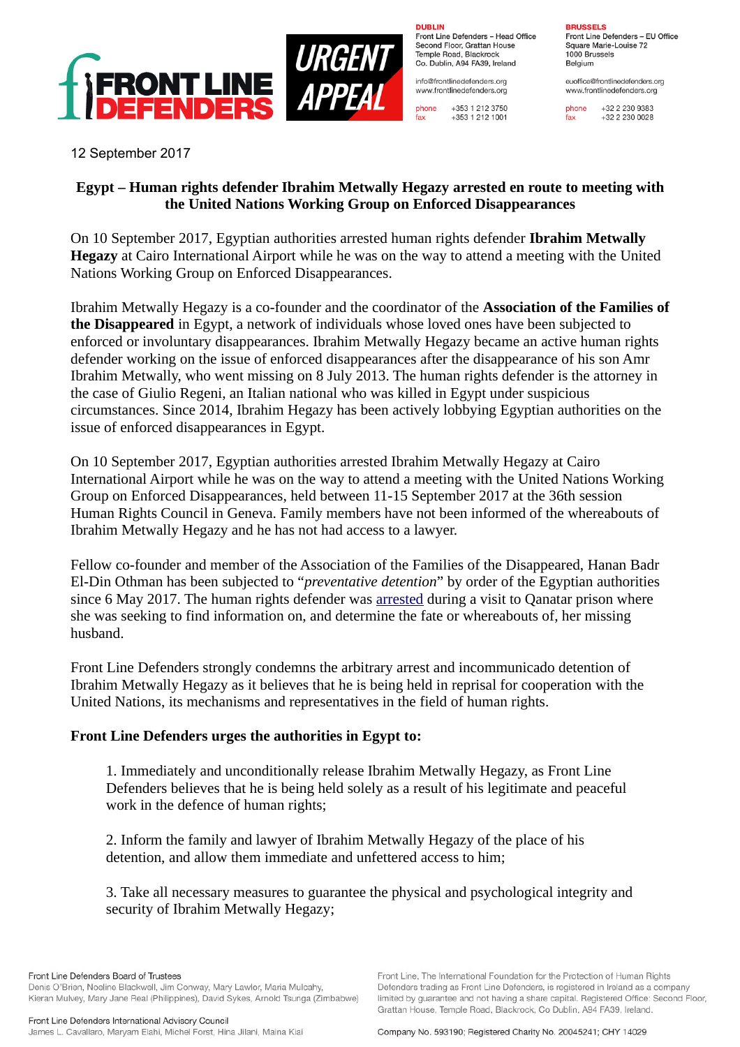**FRONT LINE DEFENDERS** | **URGENT APPEAL**

**DUBLIN**
Front Line Defenders – Head Office
Second Floor, Grattan House
Temple Road, Blackrock
Co. Dublin, A94 FA39, Ireland

info@frontlinedefenders.org
www.frontlinedefenders.org

phone +353 1 212 3750
fax +353 1 212 1001

**BRUSSELS**
Front Line Defenders – EU Office
Square Marie-Louise 72
1000 Brussels
Belgium

euoffice@frontlinedefenders.org
www.frontlinedefenders.org

phone +32 2 230 9383
fax +32 2 230 0028

12 September 2017

## Egypt – Human rights defender Ibrahim Metwally Hegazy arrested en route to meeting with the United Nations Working Group on Enforced Disappearances

On 10 September 2017, Egyptian authorities arrested human rights defender **Ibrahim Metwally Hegazy** at Cairo International Airport while he was on the way to attend a meeting with the United Nations Working Group on Enforced Disappearances.

Ibrahim Metwally Hegazy is a co-founder and the coordinator of the **Association of the Families of the Disappeared** in Egypt, a network of individuals whose loved ones have been subjected to enforced or involuntary disappearances. Ibrahim Metwally Hegazy became an active human rights defender working on the issue of enforced disappearances after the disappearance of his son Amr Ibrahim Metwally, who went missing on 8 July 2013. The human rights defender is the attorney in the case of Giulio Regeni, an Italian national who was killed in Egypt under suspicious circumstances. Since 2014, Ibrahim Hegazy has been actively lobbying Egyptian authorities on the issue of enforced disappearances in Egypt.

On 10 September 2017, Egyptian authorities arrested Ibrahim Metwally Hegazy at Cairo International Airport while he was on the way to attend a meeting with the United Nations Working Group on Enforced Disappearances, held between 11-15 September 2017 at the 36th session Human Rights Council in Geneva. Family members have not been informed of the whereabouts of Ibrahim Metwally Hegazy and he has not had access to a lawyer.

Fellow co-founder and member of the Association of the Families of the Disappeared, Hanan Badr El-Din Othman has been subjected to "*preventative detention*" by order of the Egyptian authorities since 6 May 2017. The human rights defender was arrested during a visit to Qanatar prison where she was seeking to find information on, and determine the fate or whereabouts of, her missing husband.

Front Line Defenders strongly condemns the arbitrary arrest and incommunicado detention of Ibrahim Metwally Hegazy as it believes that he is being held in reprisal for cooperation with the United Nations, its mechanisms and representatives in the field of human rights.

**Front Line Defenders urges the authorities in Egypt to:**

1. Immediately and unconditionally release Ibrahim Metwally Hegazy, as Front Line Defenders believes that he is being held solely as a result of his legitimate and peaceful work in the defence of human rights;

2. Inform the family and lawyer of Ibrahim Metwally Hegazy of the place of his detention, and allow them immediate and unfettered access to him;

3. Take all necessary measures to guarantee the physical and psychological integrity and security of Ibrahim Metwally Hegazy;

Front Line Defenders Board of Trustees
Denis O'Brien, Noeline Blackwell, Jim Conway, Mary Lawlor, Maria Mulcahy, Kieran Mulvey, Mary Jane Real (Philippines), David Sykes, Arnold Tsunga (Zimbabwe)

Front Line Defenders International Advisory Council
James L. Cavallaro, Maryam Elahi, Michel Forst, Hina Jilani, Maina Kiai

Front Line, The International Foundation for the Protection of Human Rights Defenders trading as Front Line Defenders, is registered in Ireland as a company limited by guarantee and not having a share capital. Registered Office: Second Floor, Grattan House, Temple Road, Blackrock, Co Dublin, A94 FA39, Ireland.

Company No. 593190; Registered Charity No. 20045241; CHY 14029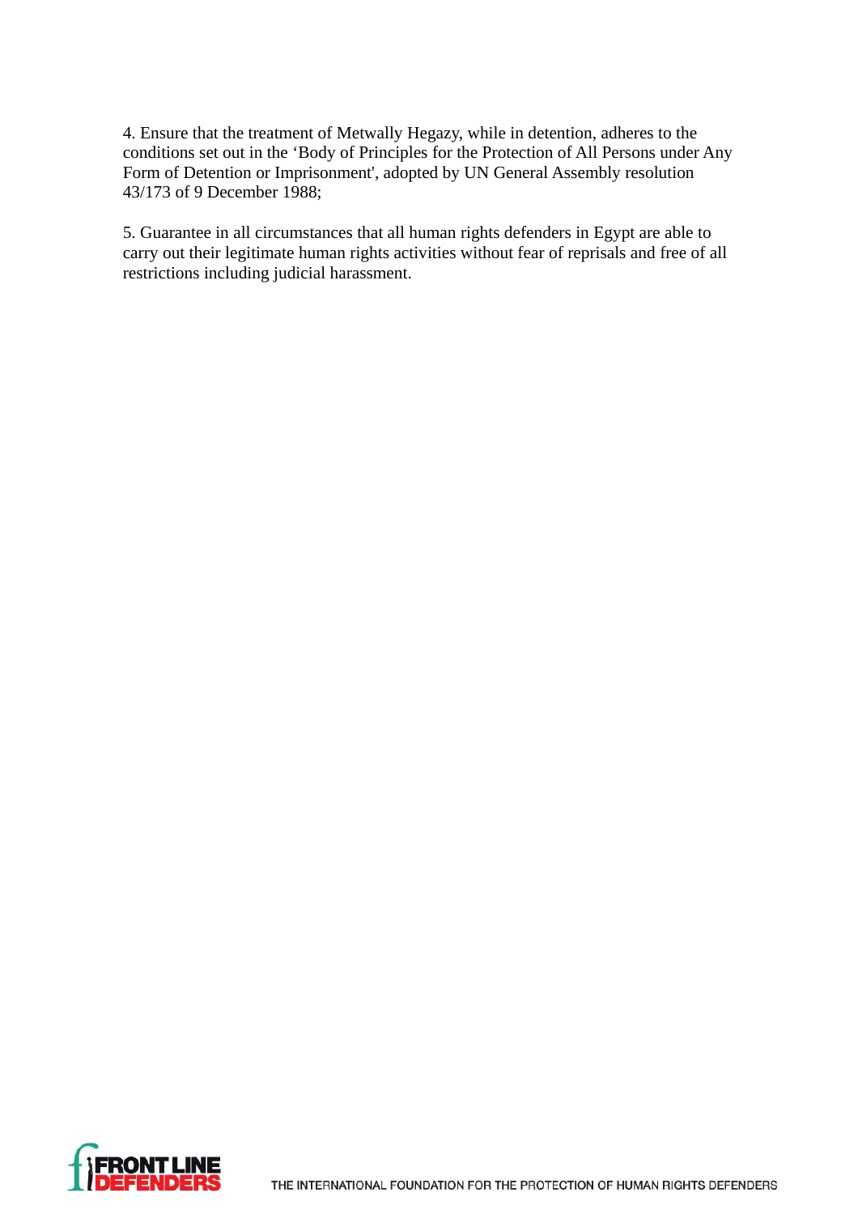4. Ensure that the treatment of Metwally Hegazy, while in detention, adheres to the conditions set out in the 'Body of Principles for the Protection of All Persons under Any Form of Detention or Imprisonment', adopted by UN General Assembly resolution 43/173 of 9 December 1988;

5. Guarantee in all circumstances that all human rights defenders in Egypt are able to carry out their legitimate human rights activities without fear of reprisals and free of all restrictions including judicial harassment.